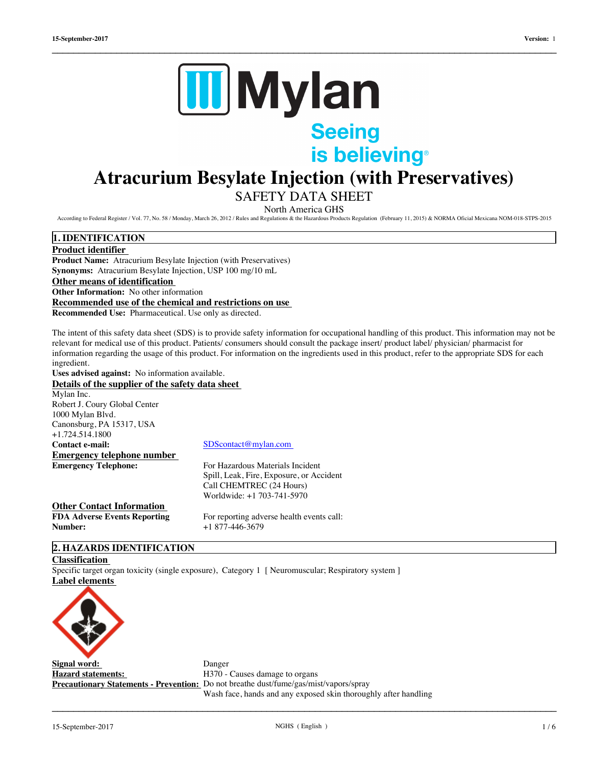# Atracurium Besylate Injection (with Preservatives)

## SAFETY DATA SHEET

North America GHS

According to Federal Register / Vol. 77, No. 58 / Monday, March 26, 2012 / Rules and Regulations & the Hazardous Products Regulation (February 11, 2015) & NORMA Oficial Mexicana NOM-018-STPS-2015

## 1. IDENTIFICATION

**Product identifier**

**Product Name:** Atracurium Besylate Injection (with Preservatives)

**Synonyms:** Atracurium Besylate Injection, USP 100 mg/10 mL

**Other means of identification**

**Other Information:** No other information

**Recommended use of the chemical and restrictions on use**

**Recommended Use:** Pharmaceutical. Use only as directed.

The intent of this safety data sheet (SDS) is to provide safety information for occupational handling of this product. This information may not be relevant for medical use of this product. Patients/ consumers should consult the package insert/ product label/ physician/ pharmacist for information regarding the usage of this product. For information on the ingredients used in this product, refer to the appropriate SDS for each ingredient.

**Uses advised against:** No information available.

**Details of the supplier of the safety data sheet**

Mylan Inc.
Robert J. Coury Global Center
1000 Mylan Blvd.
Canonsburg, PA 15317, USA
+1.724.514.1800

**Contact e-mail:** SDScontact@mylan.com

**Emergency telephone number**

**Emergency Telephone:** For Hazardous Materials Incident
Spill, Leak, Fire, Exposure, or Accident
Call CHEMTREC (24 Hours)
Worldwide: +1 703-741-5970

**Other Contact Information**

**FDA Adverse Events Reporting Number:** For reporting adverse health events call:
+1 877-446-3679

## 2. HAZARDS IDENTIFICATION

**Classification**

Specific target organ toxicity (single exposure), Category 1 [ Neuromuscular; Respiratory system ]

**Label elements**

**Signal word:** Danger

**Hazard statements:** H370 - Causes damage to organs

**Precautionary Statements - Prevention:** Do not breathe dust/fume/gas/mist/vapors/spray
Wash face, hands and any exposed skin thoroughly after handling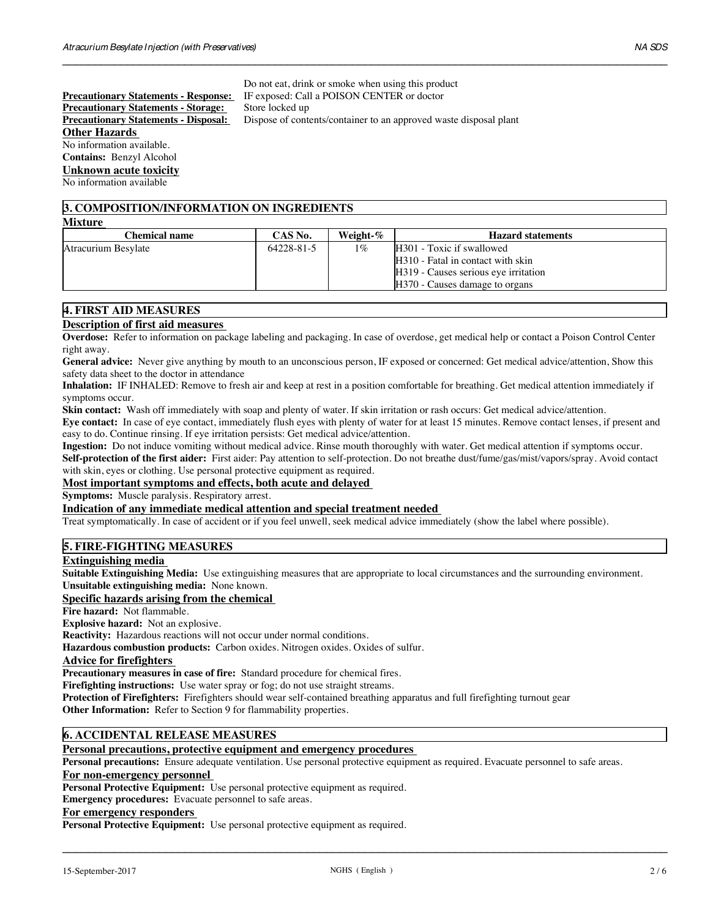Do not eat, drink or smoke when using this product

**Precautionary Statements - Response:** IF exposed: Call a POISON CENTER or doctor
**Precautionary Statements - Storage:** Store locked up
**Precautionary Statements - Disposal:** Dispose of contents/container to an approved waste disposal plant

**Other Hazards**

No information available.

**Contains:** Benzyl Alcohol

**Unknown acute toxicity**

No information available

## 3. COMPOSITION/INFORMATION ON INGREDIENTS

**Mixture**

| Chemical name | CAS No. | Weight-% | Hazard statements |
|---|---|---|---|
| Atracurium Besylate | 64228-81-5 | 1% | H301 - Toxic if swallowed<br>H310 - Fatal in contact with skin<br>H319 - Causes serious eye irritation<br>H370 - Causes damage to organs |

## 4. FIRST AID MEASURES

**Description of first aid measures**

**Overdose:** Refer to information on package labeling and packaging. In case of overdose, get medical help or contact a Poison Control Center right away.

**General advice:** Never give anything by mouth to an unconscious person, IF exposed or concerned: Get medical advice/attention, Show this safety data sheet to the doctor in attendance

**Inhalation:** IF INHALED: Remove to fresh air and keep at rest in a position comfortable for breathing. Get medical attention immediately if symptoms occur.

**Skin contact:** Wash off immediately with soap and plenty of water. If skin irritation or rash occurs: Get medical advice/attention.

**Eye contact:** In case of eye contact, immediately flush eyes with plenty of water for at least 15 minutes. Remove contact lenses, if present and easy to do. Continue rinsing. If eye irritation persists: Get medical advice/attention.

**Ingestion:** Do not induce vomiting without medical advice. Rinse mouth thoroughly with water. Get medical attention if symptoms occur.

**Self-protection of the first aider:** First aider: Pay attention to self-protection. Do not breathe dust/fume/gas/mist/vapors/spray. Avoid contact with skin, eyes or clothing. Use personal protective equipment as required.

**Most important symptoms and effects, both acute and delayed**

**Symptoms:** Muscle paralysis. Respiratory arrest.

**Indication of any immediate medical attention and special treatment needed**

Treat symptomatically. In case of accident or if you feel unwell, seek medical advice immediately (show the label where possible).

## 5. FIRE-FIGHTING MEASURES

**Extinguishing media**

**Suitable Extinguishing Media:** Use extinguishing measures that are appropriate to local circumstances and the surrounding environment.

**Unsuitable extinguishing media:** None known.

**Specific hazards arising from the chemical**

**Fire hazard:** Not flammable.

**Explosive hazard:** Not an explosive.

**Reactivity:** Hazardous reactions will not occur under normal conditions.

**Hazardous combustion products:** Carbon oxides. Nitrogen oxides. Oxides of sulfur.

**Advice for firefighters**

**Precautionary measures in case of fire:** Standard procedure for chemical fires.

**Firefighting instructions:** Use water spray or fog; do not use straight streams.

**Protection of Firefighters:** Firefighters should wear self-contained breathing apparatus and full firefighting turnout gear

**Other Information:** Refer to Section 9 for flammability properties.

## 6. ACCIDENTAL RELEASE MEASURES

**Personal precautions, protective equipment and emergency procedures**

**Personal precautions:** Ensure adequate ventilation. Use personal protective equipment as required. Evacuate personnel to safe areas.

**For non-emergency personnel**

**Personal Protective Equipment:** Use personal protective equipment as required.

**Emergency procedures:** Evacuate personnel to safe areas.

**For emergency responders**

**Personal Protective Equipment:** Use personal protective equipment as required.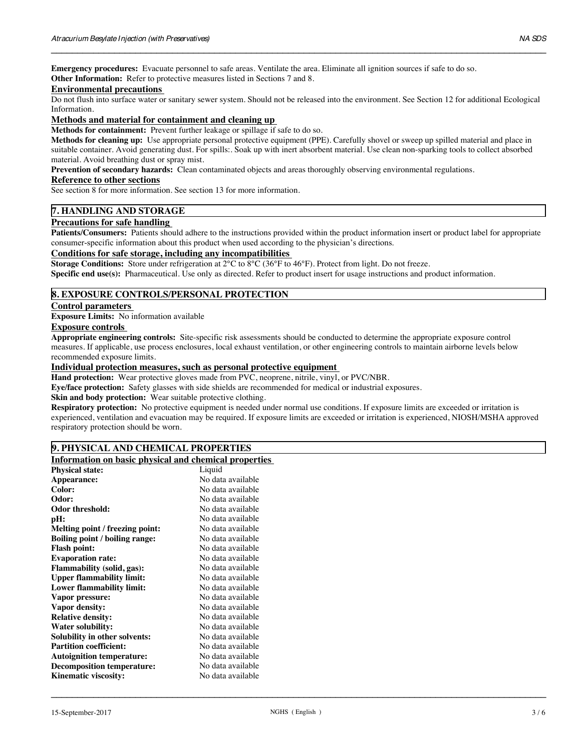**Emergency procedures:** Evacuate personnel to safe areas. Ventilate the area. Eliminate all ignition sources if safe to do so.
**Other Information:** Refer to protective measures listed in Sections 7 and 8.

### Environmental precautions

Do not flush into surface water or sanitary sewer system. Should not be released into the environment. See Section 12 for additional Ecological Information.

### Methods and material for containment and cleaning up

**Methods for containment:** Prevent further leakage or spillage if safe to do so.

**Methods for cleaning up:** Use appropriate personal protective equipment (PPE). Carefully shovel or sweep up spilled material and place in suitable container. Avoid generating dust. For spills:. Soak up with inert absorbent material. Use clean non-sparking tools to collect absorbed material. Avoid breathing dust or spray mist.

**Prevention of secondary hazards:** Clean contaminated objects and areas thoroughly observing environmental regulations.

### Reference to other sections

See section 8 for more information. See section 13 for more information.

## 7. HANDLING AND STORAGE

### Precautions for safe handling

**Patients/Consumers:** Patients should adhere to the instructions provided within the product information insert or product label for appropriate consumer-specific information about this product when used according to the physician's directions.

### Conditions for safe storage, including any incompatibilities

**Storage Conditions:** Store under refrigeration at 2°C to 8°C (36°F to 46°F). Protect from light. Do not freeze.

**Specific end use(s):** Pharmaceutical. Use only as directed. Refer to product insert for usage instructions and product information.

## 8. EXPOSURE CONTROLS/PERSONAL PROTECTION

### Control parameters

**Exposure Limits:** No information available

### Exposure controls

**Appropriate engineering controls:** Site-specific risk assessments should be conducted to determine the appropriate exposure control measures. If applicable, use process enclosures, local exhaust ventilation, or other engineering controls to maintain airborne levels below recommended exposure limits.

### Individual protection measures, such as personal protective equipment

**Hand protection:** Wear protective gloves made from PVC, neoprene, nitrile, vinyl, or PVC/NBR.

**Eye/face protection:** Safety glasses with side shields are recommended for medical or industrial exposures.

**Skin and body protection:** Wear suitable protective clothing.

**Respiratory protection:** No protective equipment is needed under normal use conditions. If exposure limits are exceeded or irritation is experienced, ventilation and evacuation may be required. If exposure limits are exceeded or irritation is experienced, NIOSH/MSHA approved respiratory protection should be worn.

## 9. PHYSICAL AND CHEMICAL PROPERTIES

### Information on basic physical and chemical properties

| | |
|---|---|
| **Physical state:** | Liquid |
| **Appearance:** | No data available |
| **Color:** | No data available |
| **Odor:** | No data available |
| **Odor threshold:** | No data available |
| **pH:** | No data available |
| **Melting point / freezing point:** | No data available |
| **Boiling point / boiling range:** | No data available |
| **Flash point:** | No data available |
| **Evaporation rate:** | No data available |
| **Flammability (solid, gas):** | No data available |
| **Upper flammability limit:** | No data available |
| **Lower flammability limit:** | No data available |
| **Vapor pressure:** | No data available |
| **Vapor density:** | No data available |
| **Relative density:** | No data available |
| **Water solubility:** | No data available |
| **Solubility in other solvents:** | No data available |
| **Partition coefficient:** | No data available |
| **Autoignition temperature:** | No data available |
| **Decomposition temperature:** | No data available |
| **Kinematic viscosity:** | No data available |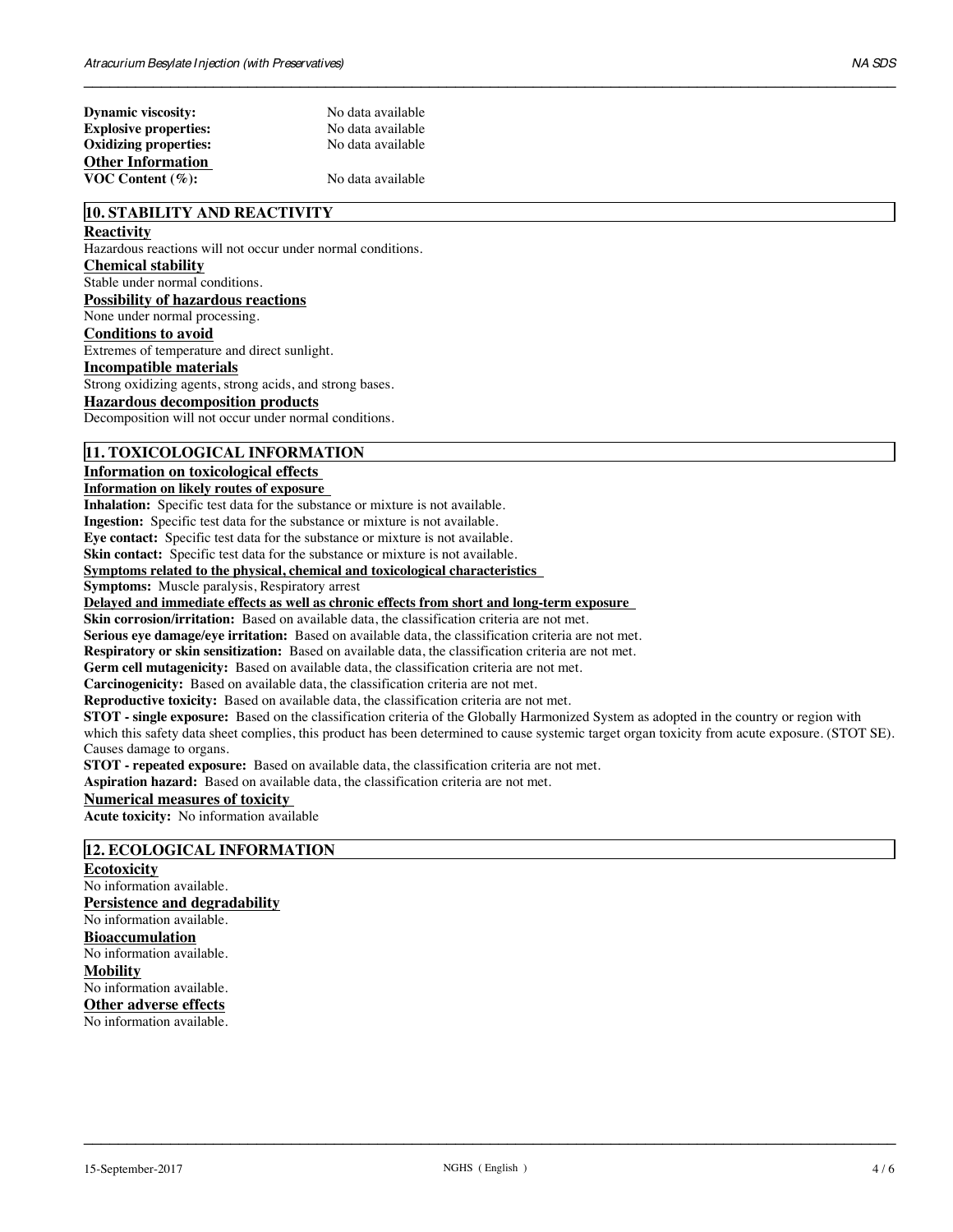**Dynamic viscosity:** No data available
**Explosive properties:** No data available
**Oxidizing properties:** No data available
**Other Information**
**VOC Content (%):** No data available

## 10. STABILITY AND REACTIVITY

**Reactivity**
Hazardous reactions will not occur under normal conditions.

**Chemical stability**
Stable under normal conditions.

**Possibility of hazardous reactions**
None under normal processing.

**Conditions to avoid**
Extremes of temperature and direct sunlight.

**Incompatible materials**
Strong oxidizing agents, strong acids, and strong bases.

**Hazardous decomposition products**
Decomposition will not occur under normal conditions.

## 11. TOXICOLOGICAL INFORMATION

**Information on toxicological effects**

**Information on likely routes of exposure**

**Inhalation:** Specific test data for the substance or mixture is not available.
**Ingestion:** Specific test data for the substance or mixture is not available.
**Eye contact:** Specific test data for the substance or mixture is not available.
**Skin contact:** Specific test data for the substance or mixture is not available.

**Symptoms related to the physical, chemical and toxicological characteristics**

**Symptoms:** Muscle paralysis, Respiratory arrest

**Delayed and immediate effects as well as chronic effects from short and long-term exposure**

**Skin corrosion/irritation:** Based on available data, the classification criteria are not met.
**Serious eye damage/eye irritation:** Based on available data, the classification criteria are not met.
**Respiratory or skin sensitization:** Based on available data, the classification criteria are not met.
**Germ cell mutagenicity:** Based on available data, the classification criteria are not met.
**Carcinogenicity:** Based on available data, the classification criteria are not met.
**Reproductive toxicity:** Based on available data, the classification criteria are not met.
**STOT - single exposure:** Based on the classification criteria of the Globally Harmonized System as adopted in the country or region with which this safety data sheet complies, this product has been determined to cause systemic target organ toxicity from acute exposure. (STOT SE). Causes damage to organs.
**STOT - repeated exposure:** Based on available data, the classification criteria are not met.
**Aspiration hazard:** Based on available data, the classification criteria are not met.

**Numerical measures of toxicity**

**Acute toxicity:** No information available

## 12. ECOLOGICAL INFORMATION

**Ecotoxicity**
No information available.

**Persistence and degradability**
No information available.

**Bioaccumulation**
No information available.

**Mobility**
No information available.

**Other adverse effects**
No information available.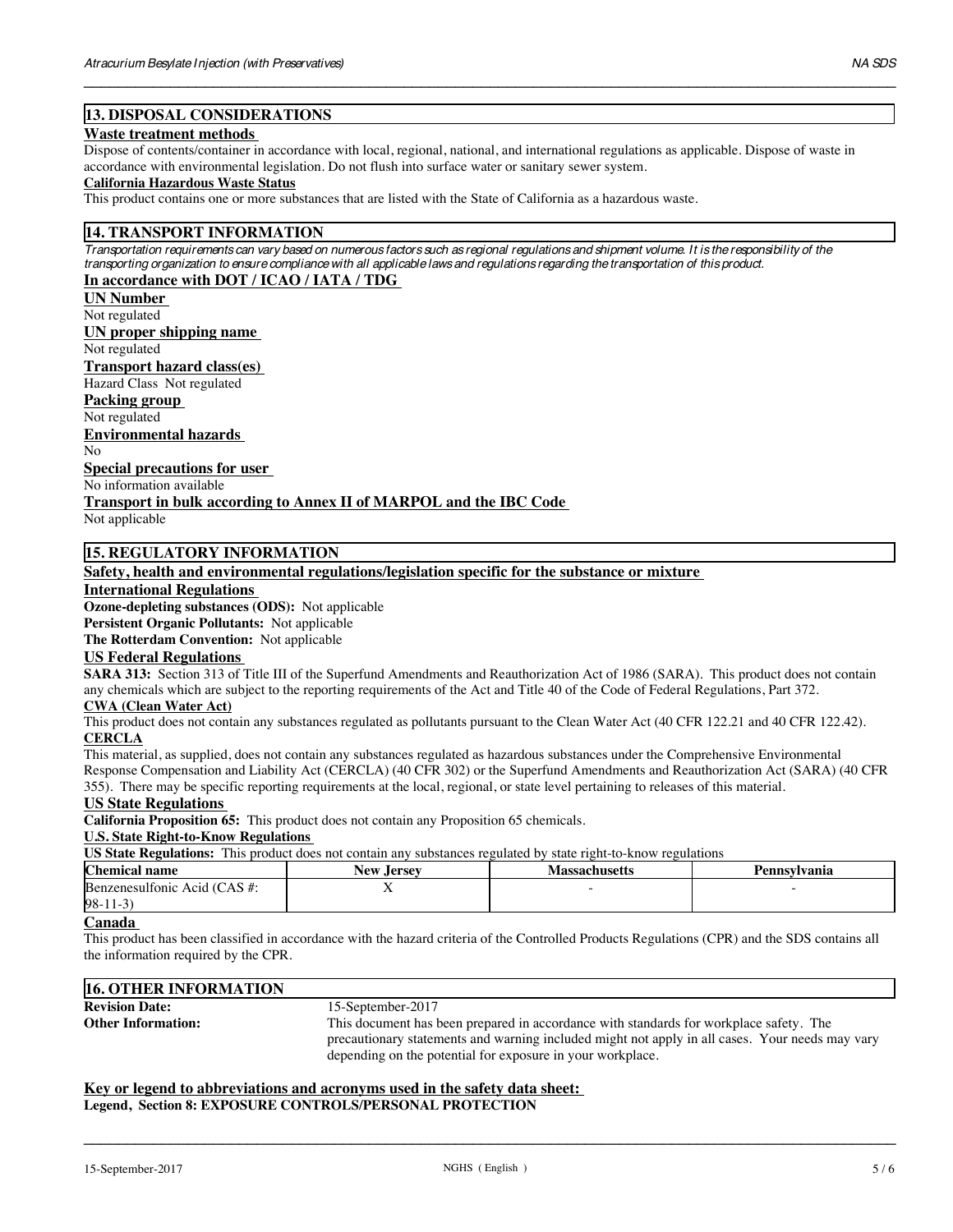## 13. DISPOSAL CONSIDERATIONS

**Waste treatment methods**

Dispose of contents/container in accordance with local, regional, national, and international regulations as applicable. Dispose of waste in accordance with environmental legislation. Do not flush into surface water or sanitary sewer system.

**California Hazardous Waste Status**

This product contains one or more substances that are listed with the State of California as a hazardous waste.

## 14. TRANSPORT INFORMATION

*Transportation requirements can vary based on numerous factors such as regional regulations and shipment volume. It is the responsibility of the transporting organization to ensure compliance with all applicable laws and regulations regarding the transportation of this product.*

**In accordance with DOT / ICAO / IATA / TDG**

**UN Number**

Not regulated

**UN proper shipping name**

Not regulated

**Transport hazard class(es)**

Hazard Class Not regulated

**Packing group**

Not regulated

**Environmental hazards**

No

**Special precautions for user**

No information available

**Transport in bulk according to Annex II of MARPOL and the IBC Code**

Not applicable

## 15. REGULATORY INFORMATION

**Safety, health and environmental regulations/legislation specific for the substance or mixture**

**International Regulations**

**Ozone-depleting substances (ODS):** Not applicable

**Persistent Organic Pollutants:** Not applicable

**The Rotterdam Convention:** Not applicable

**US Federal Regulations**

**SARA 313:** Section 313 of Title III of the Superfund Amendments and Reauthorization Act of 1986 (SARA). This product does not contain any chemicals which are subject to the reporting requirements of the Act and Title 40 of the Code of Federal Regulations, Part 372.

**CWA (Clean Water Act)**

This product does not contain any substances regulated as pollutants pursuant to the Clean Water Act (40 CFR 122.21 and 40 CFR 122.42).

**CERCLA**

This material, as supplied, does not contain any substances regulated as hazardous substances under the Comprehensive Environmental Response Compensation and Liability Act (CERCLA) (40 CFR 302) or the Superfund Amendments and Reauthorization Act (SARA) (40 CFR 355). There may be specific reporting requirements at the local, regional, or state level pertaining to releases of this material.

**US State Regulations**

**California Proposition 65:** This product does not contain any Proposition 65 chemicals.

**U.S. State Right-to-Know Regulations**

**US State Regulations:** This product does not contain any substances regulated by state right-to-know regulations

| Chemical name | New Jersey | Massachusetts | Pennsylvania |
|---|---|---|---|
| Benzenesulfonic Acid (CAS #: 98-11-3) | X | - | - |

**Canada**

This product has been classified in accordance with the hazard criteria of the Controlled Products Regulations (CPR) and the SDS contains all the information required by the CPR.

## 16. OTHER INFORMATION

**Revision Date:** 15-September-2017

**Other Information:** This document has been prepared in accordance with standards for workplace safety. The precautionary statements and warning included might not apply in all cases. Your needs may vary depending on the potential for exposure in your workplace.

**Key or legend to abbreviations and acronyms used in the safety data sheet:**

**Legend, Section 8: EXPOSURE CONTROLS/PERSONAL PROTECTION**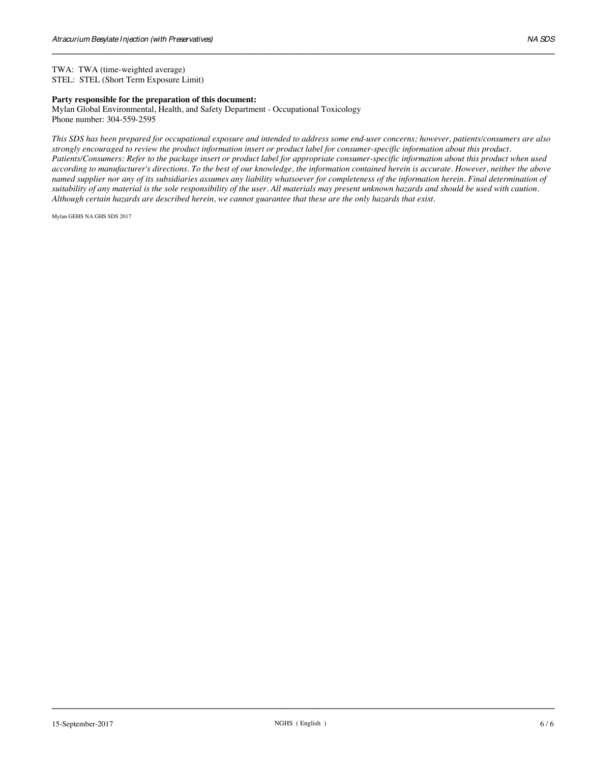TWA: TWA (time-weighted average)
STEL: STEL (Short Term Exposure Limit)

**Party responsible for the preparation of this document:**
Mylan Global Environmental, Health, and Safety Department - Occupational Toxicology
Phone number: 304-559-2595

*This SDS has been prepared for occupational exposure and intended to address some end-user concerns; however, patients/consumers are also strongly encouraged to review the product information insert or product label for consumer-specific information about this product. Patients/Consumers: Refer to the package insert or product label for appropriate consumer-specific information about this product when used according to manufacturer's directions. To the best of our knowledge, the information contained herein is accurate. However, neither the above named supplier nor any of its subsidiaries assumes any liability whatsoever for completeness of the information herein. Final determination of suitability of any material is the sole responsibility of the user. All materials may present unknown hazards and should be used with caution. Although certain hazards are described herein, we cannot guarantee that these are the only hazards that exist.*

Mylan GEHS NA GHS SDS 2017